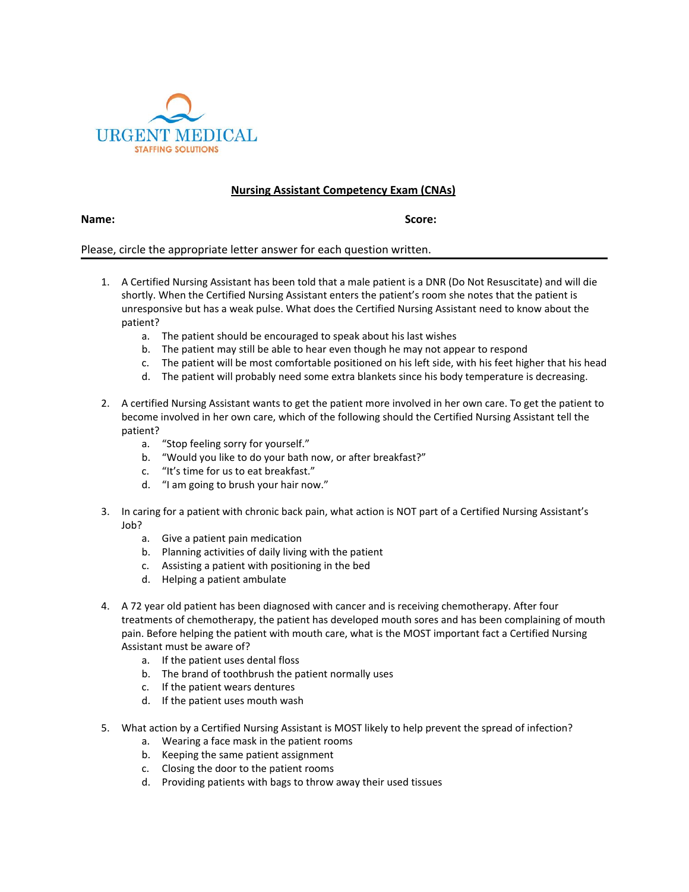URGENT MEDICAL

STAFFING SOLUTIONS

## Nursing Assistant Competency Exam (CNAs)

**Name:** **Score:**

Please, circle the appropriate letter answer for each question written.

1. A Certified Nursing Assistant has been told that a male patient is a DNR (Do Not Resuscitate) and will die shortly. When the Certified Nursing Assistant enters the patient's room she notes that the patient is unresponsive but has a weak pulse. What does the Certified Nursing Assistant need to know about the patient?
   a. The patient should be encouraged to speak about his last wishes
   b. The patient may still be able to hear even though he may not appear to respond
   c. The patient will be most comfortable positioned on his left side, with his feet higher that his head
   d. The patient will probably need some extra blankets since his body temperature is decreasing.

2. A certified Nursing Assistant wants to get the patient more involved in her own care. To get the patient to become involved in her own care, which of the following should the Certified Nursing Assistant tell the patient?
   a. "Stop feeling sorry for yourself."
   b. "Would you like to do your bath now, or after breakfast?"
   c. "It's time for us to eat breakfast."
   d. "I am going to brush your hair now."

3. In caring for a patient with chronic back pain, what action is NOT part of a Certified Nursing Assistant's Job?
   a. Give a patient pain medication
   b. Planning activities of daily living with the patient
   c. Assisting a patient with positioning in the bed
   d. Helping a patient ambulate

4. A 72 year old patient has been diagnosed with cancer and is receiving chemotherapy. After four treatments of chemotherapy, the patient has developed mouth sores and has been complaining of mouth pain. Before helping the patient with mouth care, what is the MOST important fact a Certified Nursing Assistant must be aware of?
   a. If the patient uses dental floss
   b. The brand of toothbrush the patient normally uses
   c. If the patient wears dentures
   d. If the patient uses mouth wash

5. What action by a Certified Nursing Assistant is MOST likely to help prevent the spread of infection?
   a. Wearing a face mask in the patient rooms
   b. Keeping the same patient assignment
   c. Closing the door to the patient rooms
   d. Providing patients with bags to throw away their used tissues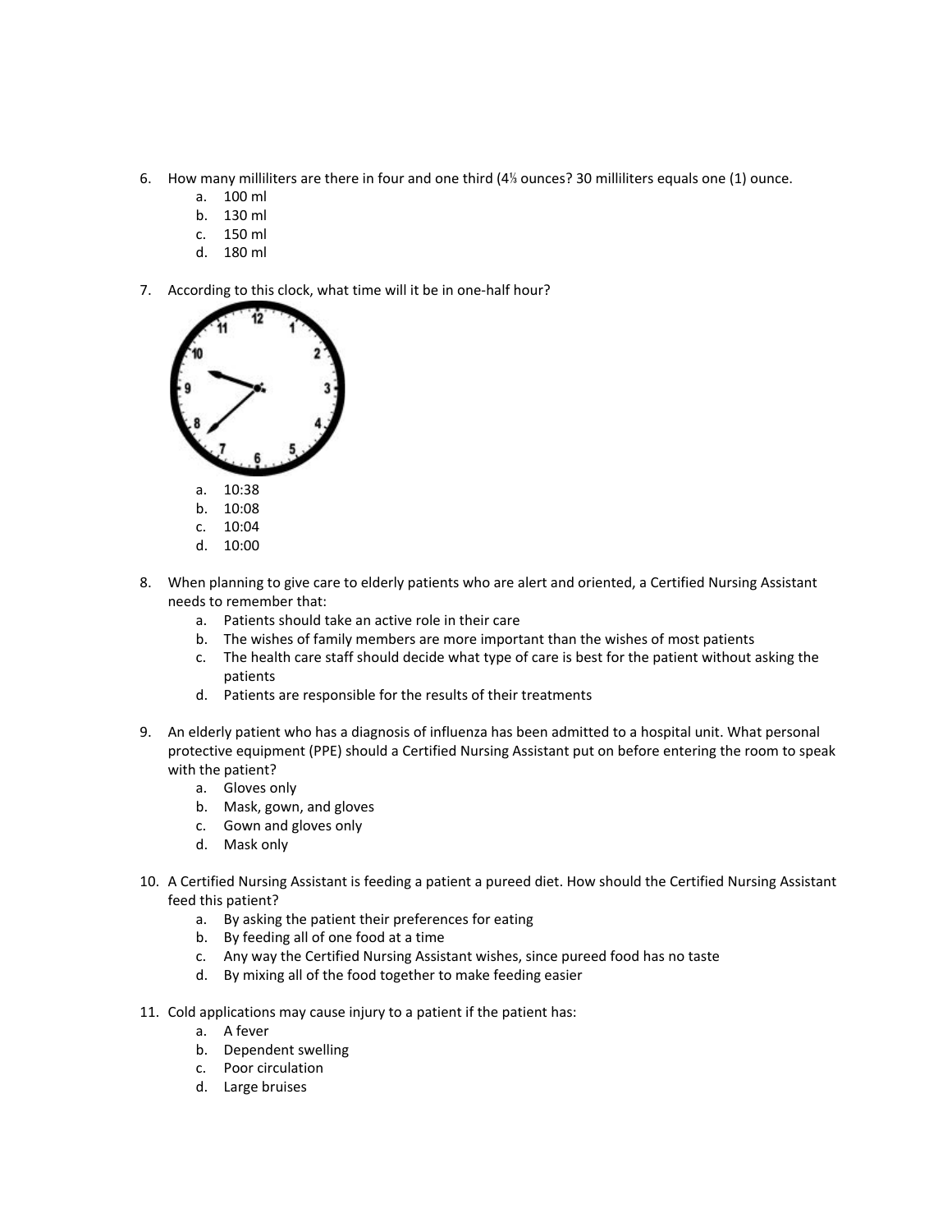6. How many milliliters are there in four and one third (4⅓ ounces? 30 milliliters equals one (1) ounce.
   a. 100 ml
   b. 130 ml
   c. 150 ml
   d. 180 ml

7. According to this clock, what time will it be in one-half hour?
   a. 10:38
   b. 10:08
   c. 10:04
   d. 10:00

8. When planning to give care to elderly patients who are alert and oriented, a Certified Nursing Assistant needs to remember that:
   a. Patients should take an active role in their care
   b. The wishes of family members are more important than the wishes of most patients
   c. The health care staff should decide what type of care is best for the patient without asking the patients
   d. Patients are responsible for the results of their treatments

9. An elderly patient who has a diagnosis of influenza has been admitted to a hospital unit. What personal protective equipment (PPE) should a Certified Nursing Assistant put on before entering the room to speak with the patient?
   a. Gloves only
   b. Mask, gown, and gloves
   c. Gown and gloves only
   d. Mask only

10. A Certified Nursing Assistant is feeding a patient a pureed diet. How should the Certified Nursing Assistant feed this patient?
    a. By asking the patient their preferences for eating
    b. By feeding all of one food at a time
    c. Any way the Certified Nursing Assistant wishes, since pureed food has no taste
    d. By mixing all of the food together to make feeding easier

11. Cold applications may cause injury to a patient if the patient has:
    a. A fever
    b. Dependent swelling
    c. Poor circulation
    d. Large bruises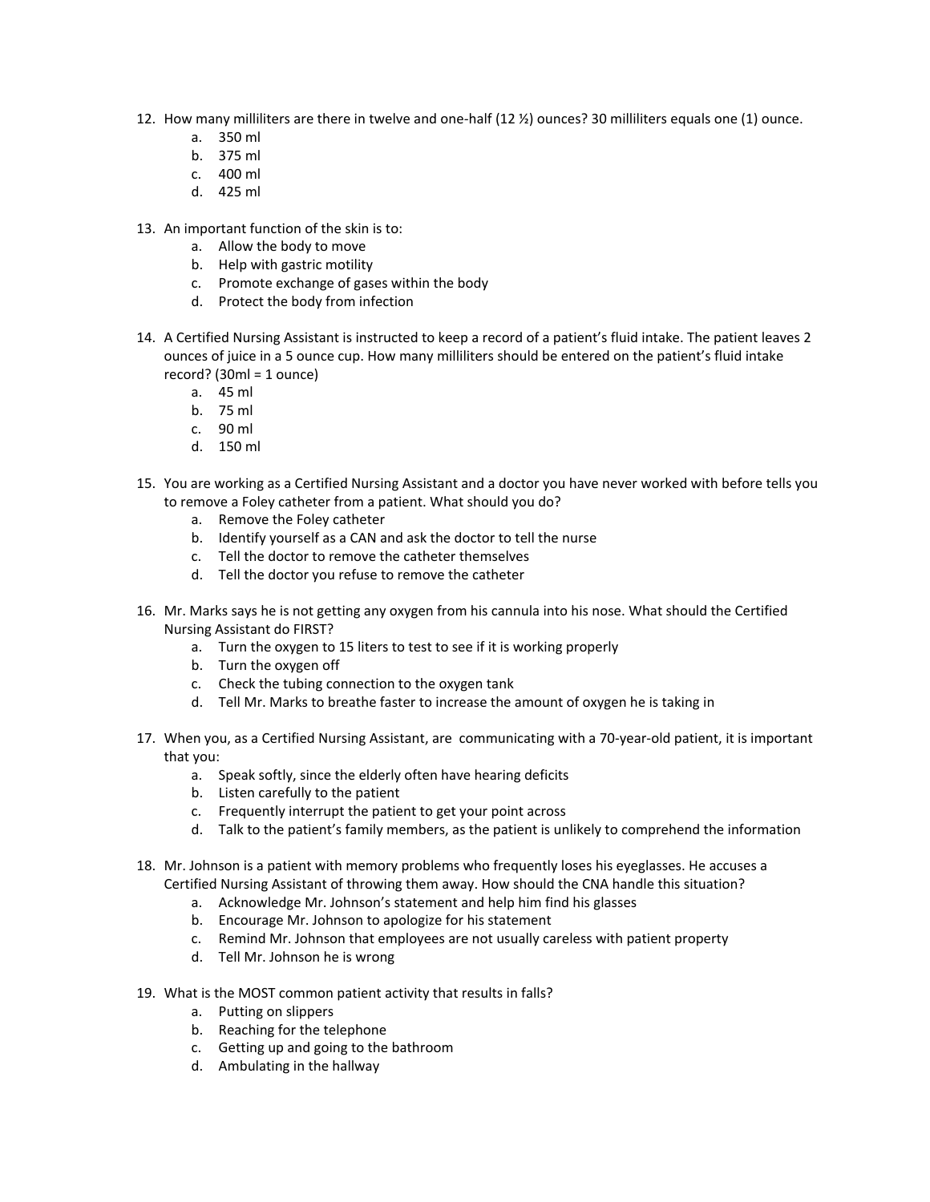12. How many milliliters are there in twelve and one-half (12 ½) ounces? 30 milliliters equals one (1) ounce.
    a. 350 ml
    b. 375 ml
    c. 400 ml
    d. 425 ml

13. An important function of the skin is to:
    a. Allow the body to move
    b. Help with gastric motility
    c. Promote exchange of gases within the body
    d. Protect the body from infection

14. A Certified Nursing Assistant is instructed to keep a record of a patient's fluid intake. The patient leaves 2 ounces of juice in a 5 ounce cup. How many milliliters should be entered on the patient's fluid intake record? (30ml = 1 ounce)
    a. 45 ml
    b. 75 ml
    c. 90 ml
    d. 150 ml

15. You are working as a Certified Nursing Assistant and a doctor you have never worked with before tells you to remove a Foley catheter from a patient. What should you do?
    a. Remove the Foley catheter
    b. Identify yourself as a CAN and ask the doctor to tell the nurse
    c. Tell the doctor to remove the catheter themselves
    d. Tell the doctor you refuse to remove the catheter

16. Mr. Marks says he is not getting any oxygen from his cannula into his nose. What should the Certified Nursing Assistant do FIRST?
    a. Turn the oxygen to 15 liters to test to see if it is working properly
    b. Turn the oxygen off
    c. Check the tubing connection to the oxygen tank
    d. Tell Mr. Marks to breathe faster to increase the amount of oxygen he is taking in

17. When you, as a Certified Nursing Assistant, are communicating with a 70-year-old patient, it is important that you:
    a. Speak softly, since the elderly often have hearing deficits
    b. Listen carefully to the patient
    c. Frequently interrupt the patient to get your point across
    d. Talk to the patient's family members, as the patient is unlikely to comprehend the information

18. Mr. Johnson is a patient with memory problems who frequently loses his eyeglasses. He accuses a Certified Nursing Assistant of throwing them away. How should the CNA handle this situation?
    a. Acknowledge Mr. Johnson's statement and help him find his glasses
    b. Encourage Mr. Johnson to apologize for his statement
    c. Remind Mr. Johnson that employees are not usually careless with patient property
    d. Tell Mr. Johnson he is wrong

19. What is the MOST common patient activity that results in falls?
    a. Putting on slippers
    b. Reaching for the telephone
    c. Getting up and going to the bathroom
    d. Ambulating in the hallway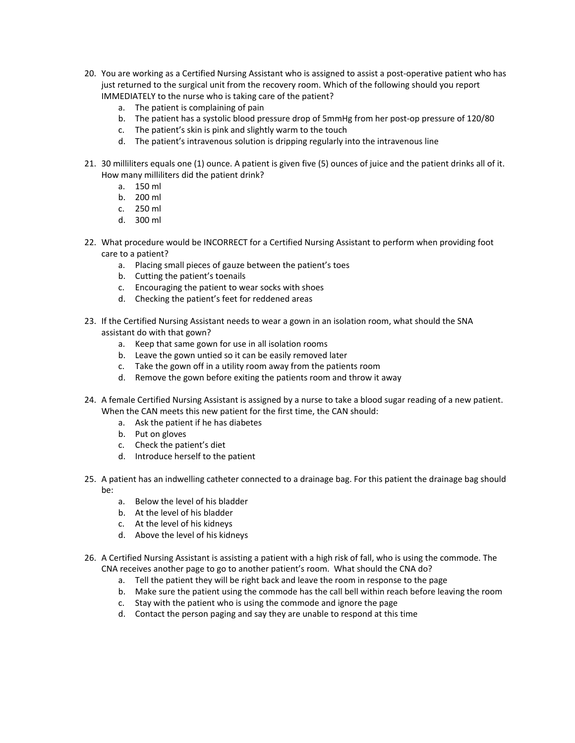20. You are working as a Certified Nursing Assistant who is assigned to assist a post-operative patient who has just returned to the surgical unit from the recovery room. Which of the following should you report IMMEDIATELY to the nurse who is taking care of the patient?
    a. The patient is complaining of pain
    b. The patient has a systolic blood pressure drop of 5mmHg from her post-op pressure of 120/80
    c. The patient's skin is pink and slightly warm to the touch
    d. The patient's intravenous solution is dripping regularly into the intravenous line

21. 30 milliliters equals one (1) ounce. A patient is given five (5) ounces of juice and the patient drinks all of it. How many milliliters did the patient drink?
    a. 150 ml
    b. 200 ml
    c. 250 ml
    d. 300 ml

22. What procedure would be INCORRECT for a Certified Nursing Assistant to perform when providing foot care to a patient?
    a. Placing small pieces of gauze between the patient's toes
    b. Cutting the patient's toenails
    c. Encouraging the patient to wear socks with shoes
    d. Checking the patient's feet for reddened areas

23. If the Certified Nursing Assistant needs to wear a gown in an isolation room, what should the SNA assistant do with that gown?
    a. Keep that same gown for use in all isolation rooms
    b. Leave the gown untied so it can be easily removed later
    c. Take the gown off in a utility room away from the patients room
    d. Remove the gown before exiting the patients room and throw it away

24. A female Certified Nursing Assistant is assigned by a nurse to take a blood sugar reading of a new patient. When the CAN meets this new patient for the first time, the CAN should:
    a. Ask the patient if he has diabetes
    b. Put on gloves
    c. Check the patient's diet
    d. Introduce herself to the patient

25. A patient has an indwelling catheter connected to a drainage bag. For this patient the drainage bag should be:
    a. Below the level of his bladder
    b. At the level of his bladder
    c. At the level of his kidneys
    d. Above the level of his kidneys

26. A Certified Nursing Assistant is assisting a patient with a high risk of fall, who is using the commode. The CNA receives another page to go to another patient's room. What should the CNA do?
    a. Tell the patient they will be right back and leave the room in response to the page
    b. Make sure the patient using the commode has the call bell within reach before leaving the room
    c. Stay with the patient who is using the commode and ignore the page
    d. Contact the person paging and say they are unable to respond at this time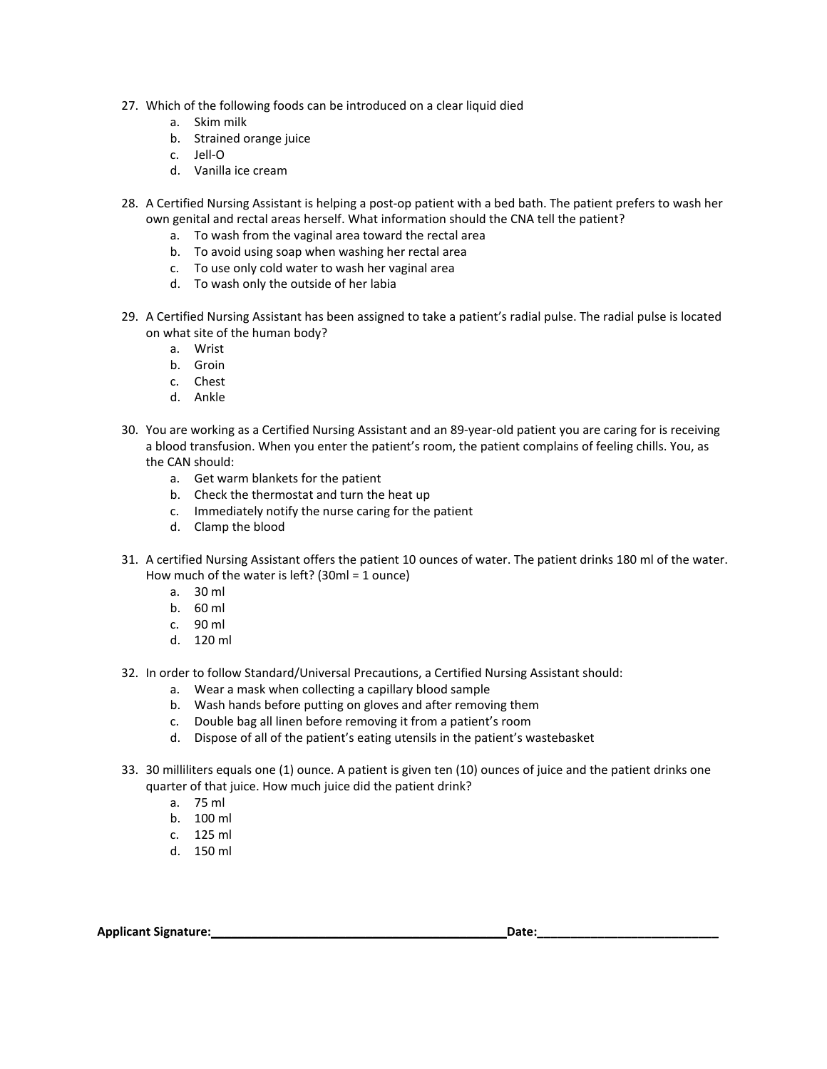27. Which of the following foods can be introduced on a clear liquid died
    a. Skim milk
    b. Strained orange juice
    c. Jell-O
    d. Vanilla ice cream

28. A Certified Nursing Assistant is helping a post-op patient with a bed bath. The patient prefers to wash her own genital and rectal areas herself. What information should the CNA tell the patient?
    a. To wash from the vaginal area toward the rectal area
    b. To avoid using soap when washing her rectal area
    c. To use only cold water to wash her vaginal area
    d. To wash only the outside of her labia

29. A Certified Nursing Assistant has been assigned to take a patient's radial pulse. The radial pulse is located on what site of the human body?
    a. Wrist
    b. Groin
    c. Chest
    d. Ankle

30. You are working as a Certified Nursing Assistant and an 89-year-old patient you are caring for is receiving a blood transfusion. When you enter the patient's room, the patient complains of feeling chills. You, as the CAN should:
    a. Get warm blankets for the patient
    b. Check the thermostat and turn the heat up
    c. Immediately notify the nurse caring for the patient
    d. Clamp the blood

31. A certified Nursing Assistant offers the patient 10 ounces of water. The patient drinks 180 ml of the water. How much of the water is left? (30ml = 1 ounce)
    a. 30 ml
    b. 60 ml
    c. 90 ml
    d. 120 ml

32. In order to follow Standard/Universal Precautions, a Certified Nursing Assistant should:
    a. Wear a mask when collecting a capillary blood sample
    b. Wash hands before putting on gloves and after removing them
    c. Double bag all linen before removing it from a patient's room
    d. Dispose of all of the patient's eating utensils in the patient's wastebasket

33. 30 milliliters equals one (1) ounce. A patient is given ten (10) ounces of juice and the patient drinks one quarter of that juice. How much juice did the patient drink?
    a. 75 ml
    b. 100 ml
    c. 125 ml
    d. 150 ml

**Applicant Signature:**_____________________________________________**Date:**____________________________